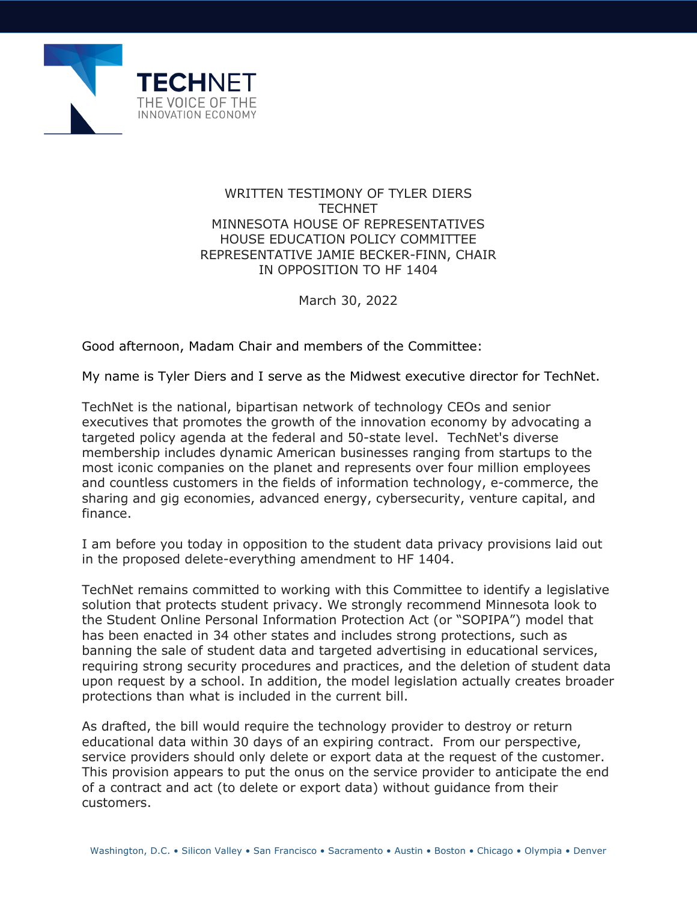TECHNET
THE VOICE OF THE
INNOVATION ECONOMY

WRITTEN TESTIMONY OF TYLER DIERS
TECHNET
MINNESOTA HOUSE OF REPRESENTATIVES
HOUSE EDUCATION POLICY COMMITTEE
REPRESENTATIVE JAMIE BECKER-FINN, CHAIR
IN OPPOSITION TO HF 1404

March 30, 2022

Good afternoon, Madam Chair and members of the Committee:

My name is Tyler Diers and I serve as the Midwest executive director for TechNet.

TechNet is the national, bipartisan network of technology CEOs and senior executives that promotes the growth of the innovation economy by advocating a targeted policy agenda at the federal and 50-state level. TechNet's diverse membership includes dynamic American businesses ranging from startups to the most iconic companies on the planet and represents over four million employees and countless customers in the fields of information technology, e-commerce, the sharing and gig economies, advanced energy, cybersecurity, venture capital, and finance.

I am before you today in opposition to the student data privacy provisions laid out in the proposed delete-everything amendment to HF 1404.

TechNet remains committed to working with this Committee to identify a legislative solution that protects student privacy. We strongly recommend Minnesota look to the Student Online Personal Information Protection Act (or "SOPIPA") model that has been enacted in 34 other states and includes strong protections, such as banning the sale of student data and targeted advertising in educational services, requiring strong security procedures and practices, and the deletion of student data upon request by a school. In addition, the model legislation actually creates broader protections than what is included in the current bill.

As drafted, the bill would require the technology provider to destroy or return educational data within 30 days of an expiring contract. From our perspective, service providers should only delete or export data at the request of the customer. This provision appears to put the onus on the service provider to anticipate the end of a contract and act (to delete or export data) without guidance from their customers.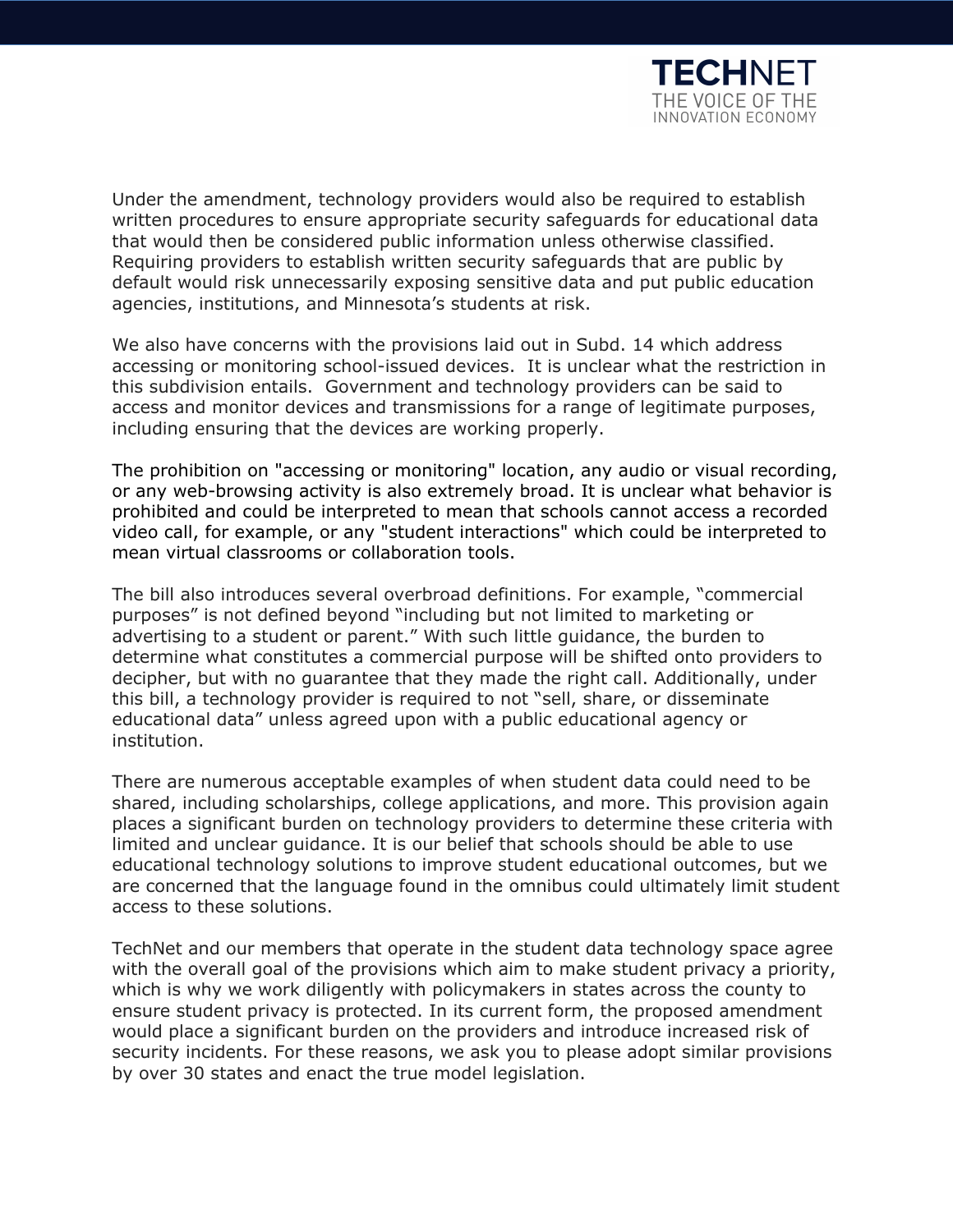Under the amendment, technology providers would also be required to establish written procedures to ensure appropriate security safeguards for educational data that would then be considered public information unless otherwise classified. Requiring providers to establish written security safeguards that are public by default would risk unnecessarily exposing sensitive data and put public education agencies, institutions, and Minnesota's students at risk.

We also have concerns with the provisions laid out in Subd. 14 which address accessing or monitoring school-issued devices. It is unclear what the restriction in this subdivision entails. Government and technology providers can be said to access and monitor devices and transmissions for a range of legitimate purposes, including ensuring that the devices are working properly.

The prohibition on "accessing or monitoring" location, any audio or visual recording, or any web-browsing activity is also extremely broad. It is unclear what behavior is prohibited and could be interpreted to mean that schools cannot access a recorded video call, for example, or any "student interactions" which could be interpreted to mean virtual classrooms or collaboration tools.

The bill also introduces several overbroad definitions. For example, "commercial purposes" is not defined beyond "including but not limited to marketing or advertising to a student or parent." With such little guidance, the burden to determine what constitutes a commercial purpose will be shifted onto providers to decipher, but with no guarantee that they made the right call. Additionally, under this bill, a technology provider is required to not "sell, share, or disseminate educational data" unless agreed upon with a public educational agency or institution.

There are numerous acceptable examples of when student data could need to be shared, including scholarships, college applications, and more. This provision again places a significant burden on technology providers to determine these criteria with limited and unclear guidance. It is our belief that schools should be able to use educational technology solutions to improve student educational outcomes, but we are concerned that the language found in the omnibus could ultimately limit student access to these solutions.

TechNet and our members that operate in the student data technology space agree with the overall goal of the provisions which aim to make student privacy a priority, which is why we work diligently with policymakers in states across the county to ensure student privacy is protected. In its current form, the proposed amendment would place a significant burden on the providers and introduce increased risk of security incidents. For these reasons, we ask you to please adopt similar provisions by over 30 states and enact the true model legislation.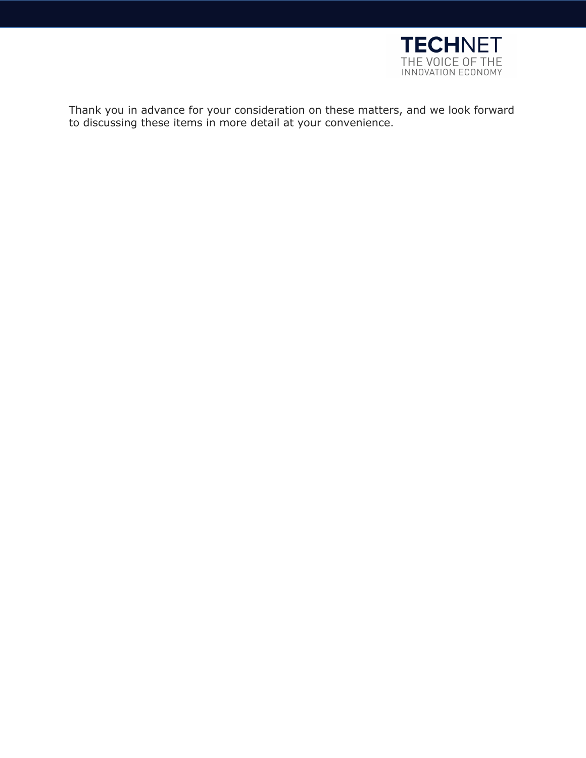Thank you in advance for your consideration on these matters, and we look forward to discussing these items in more detail at your convenience.